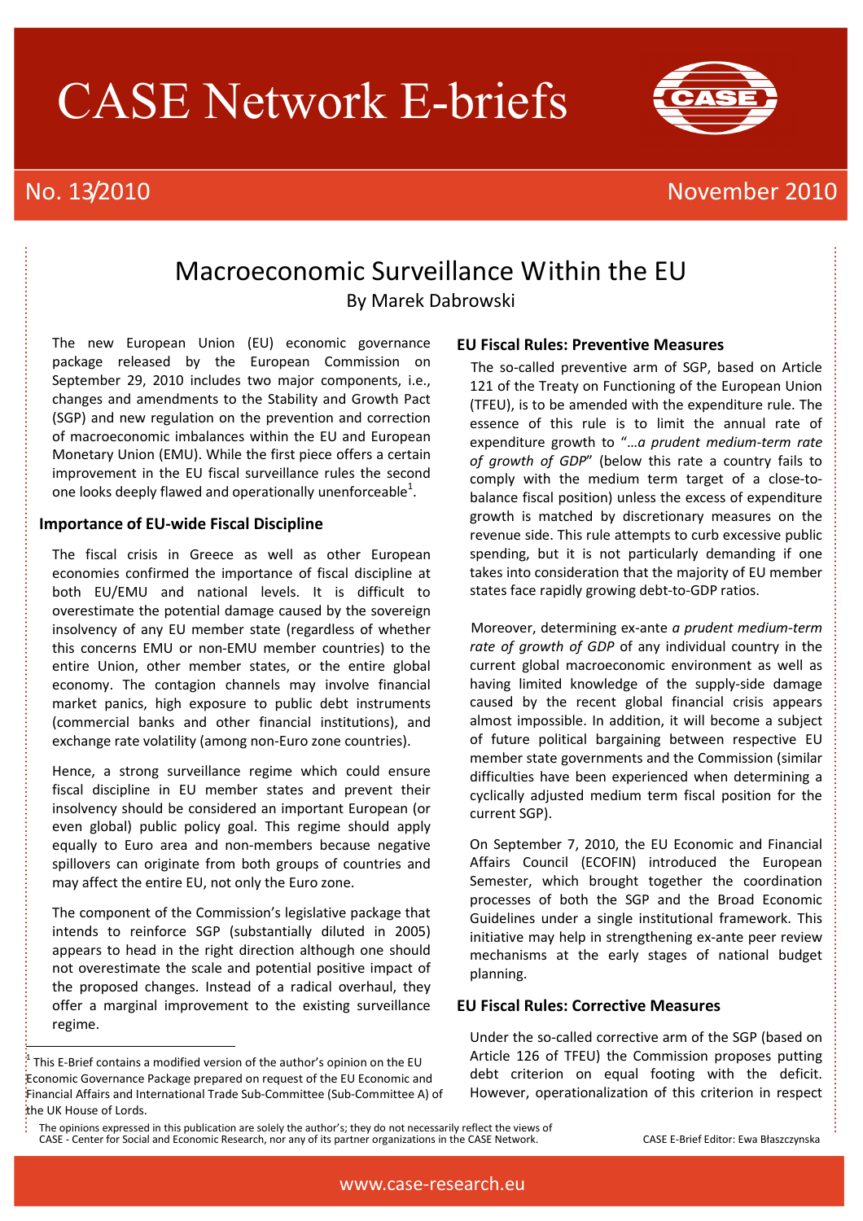# CASE Network E-briefs

No. 13/2010

November 2010

## Macroeconomic Surveillance Within the EU

By Marek Dabrowski

The new European Union (EU) economic governance package released by the European Commission on September 29, 2010 includes two major components, i.e., changes and amendments to the Stability and Growth Pact (SGP) and new regulation on the prevention and correction of macroeconomic imbalances within the EU and European Monetary Union (EMU). While the first piece offers a certain improvement in the EU fiscal surveillance rules the second one looks deeply flawed and operationally unenforceable[1].

### Importance of EU-wide Fiscal Discipline

The fiscal crisis in Greece as well as other European economies confirmed the importance of fiscal discipline at both EU/EMU and national levels. It is difficult to overestimate the potential damage caused by the sovereign insolvency of any EU member state (regardless of whether this concerns EMU or non-EMU member countries) to the entire Union, other member states, or the entire global economy. The contagion channels may involve financial market panics, high exposure to public debt instruments (commercial banks and other financial institutions), and exchange rate volatility (among non-Euro zone countries).

Hence, a strong surveillance regime which could ensure fiscal discipline in EU member states and prevent their insolvency should be considered an important European (or even global) public policy goal. This regime should apply equally to Euro area and non-members because negative spillovers can originate from both groups of countries and may affect the entire EU, not only the Euro zone.

The component of the Commission's legislative package that intends to reinforce SGP (substantially diluted in 2005) appears to head in the right direction although one should not overestimate the scale and potential positive impact of the proposed changes. Instead of a radical overhaul, they offer a marginal improvement to the existing surveillance regime.

### EU Fiscal Rules: Preventive Measures

The so-called preventive arm of SGP, based on Article 121 of the Treaty on Functioning of the European Union (TFEU), is to be amended with the expenditure rule. The essence of this rule is to limit the annual rate of expenditure growth to "…*a prudent medium-term rate of growth of GDP*" (below this rate a country fails to comply with the medium term target of a close-to-balance fiscal position) unless the excess of expenditure growth is matched by discretionary measures on the revenue side. This rule attempts to curb excessive public spending, but it is not particularly demanding if one takes into consideration that the majority of EU member states face rapidly growing debt-to-GDP ratios.

Moreover, determining ex-ante *a prudent medium-term rate of growth of GDP* of any individual country in the current global macroeconomic environment as well as having limited knowledge of the supply-side damage caused by the recent global financial crisis appears almost impossible. In addition, it will become a subject of future political bargaining between respective EU member state governments and the Commission (similar difficulties have been experienced when determining a cyclically adjusted medium term fiscal position for the current SGP).

On September 7, 2010, the EU Economic and Financial Affairs Council (ECOFIN) introduced the European Semester, which brought together the coordination processes of both the SGP and the Broad Economic Guidelines under a single institutional framework. This initiative may help in strengthening ex-ante peer review mechanisms at the early stages of national budget planning.

### EU Fiscal Rules: Corrective Measures

Under the so-called corrective arm of the SGP (based on Article 126 of TFEU) the Commission proposes putting debt criterion on equal footing with the deficit. However, operationalization of this criterion in respect

[1] This E-Brief contains a modified version of the author's opinion on the EU Economic Governance Package prepared on request of the EU Economic and Financial Affairs and International Trade Sub-Committee (Sub-Committee A) of the UK House of Lords.

The opinions expressed in this publication are solely the author's; they do not necessarily reflect the views of CASE - Center for Social and Economic Research, nor any of its partner organizations in the CASE Network.

CASE E-Brief Editor: Ewa Błaszczynska

www.case-research.eu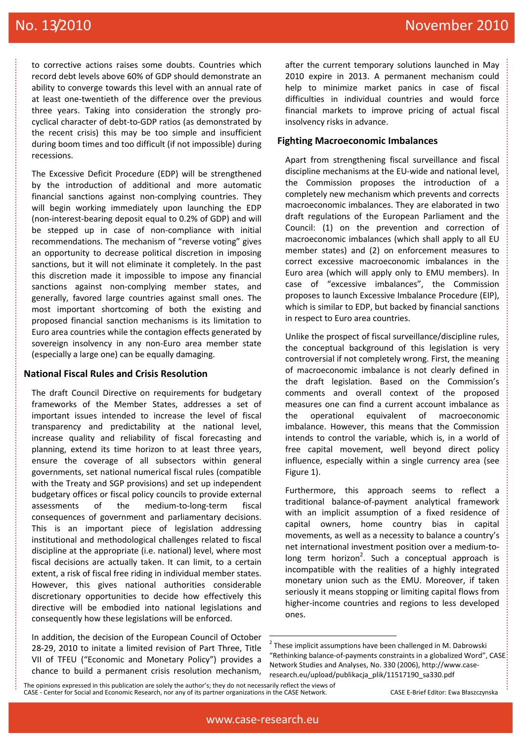to corrective actions raises some doubts. Countries which record debt levels above 60% of GDP should demonstrate an ability to converge towards this level with an annual rate of at least one-twentieth of the difference over the previous three years. Taking into consideration the strongly pro-cyclical character of debt-to-GDP ratios (as demonstrated by the recent crisis) this may be too simple and insufficient during boom times and too difficult (if not impossible) during recessions.

The Excessive Deficit Procedure (EDP) will be strengthened by the introduction of additional and more automatic financial sanctions against non-complying countries. They will begin working immediately upon launching the EDP (non-interest-bearing deposit equal to 0.2% of GDP) and will be stepped up in case of non-compliance with initial recommendations. The mechanism of "reverse voting" gives an opportunity to decrease political discretion in imposing sanctions, but it will not eliminate it completely. In the past this discretion made it impossible to impose any financial sanctions against non-complying member states, and generally, favored large countries against small ones. The most important shortcoming of both the existing and proposed financial sanction mechanisms is its limitation to Euro area countries while the contagion effects generated by sovereign insolvency in any non-Euro area member state (especially a large one) can be equally damaging.

## National Fiscal Rules and Crisis Resolution

The draft Council Directive on requirements for budgetary frameworks of the Member States, addresses a set of important issues intended to increase the level of fiscal transparency and predictability at the national level, increase quality and reliability of fiscal forecasting and planning, extend its time horizon to at least three years, ensure the coverage of all subsectors within general governments, set national numerical fiscal rules (compatible with the Treaty and SGP provisions) and set up independent budgetary offices or fiscal policy councils to provide external assessments of the medium-to-long-term fiscal consequences of government and parliamentary decisions. This is an important piece of legislation addressing institutional and methodological challenges related to fiscal discipline at the appropriate (i.e. national) level, where most fiscal decisions are actually taken. It can limit, to a certain extent, a risk of fiscal free riding in individual member states. However, this gives national authorities considerable discretionary opportunities to decide how effectively this directive will be embodied into national legislations and consequently how these legislations will be enforced.

In addition, the decision of the European Council of October 28-29, 2010 to initate a limited revision of Part Three, Title VII of TFEU ("Economic and Monetary Policy") provides a chance to build a permanent crisis resolution mechanism, after the current temporary solutions launched in May 2010 expire in 2013. A permanent mechanism could help to minimize market panics in case of fiscal difficulties in individual countries and would force financial markets to improve pricing of actual fiscal insolvency risks in advance.

## Fighting Macroeconomic Imbalances

Apart from strengthening fiscal surveillance and fiscal discipline mechanisms at the EU-wide and national level, the Commission proposes the introduction of a completely new mechanism which prevents and corrects macroeconomic imbalances. They are elaborated in two draft regulations of the European Parliament and the Council: (1) on the prevention and correction of macroeconomic imbalances (which shall apply to all EU member states) and (2) on enforcement measures to correct excessive macroeconomic imbalances in the Euro area (which will apply only to EMU members). In case of "excessive imbalances", the Commission proposes to launch Excessive Imbalance Procedure (EIP), which is similar to EDP, but backed by financial sanctions in respect to Euro area countries.

Unlike the prospect of fiscal surveillance/discipline rules, the conceptual background of this legislation is very controversial if not completely wrong. First, the meaning of macroeconomic imbalance is not clearly defined in the draft legislation. Based on the Commission's comments and overall context of the proposed measures one can find a current account imbalance as the operational equivalent of macroeconomic imbalance. However, this means that the Commission intends to control the variable, which is, in a world of free capital movement, well beyond direct policy influence, especially within a single currency area (see Figure 1).

Furthermore, this approach seems to reflect a traditional balance-of-payment analytical framework with an implicit assumption of a fixed residence of capital owners, home country bias in capital movements, as well as a necessity to balance a country's net international investment position over a medium-to-long term horizon[2]. Such a conceptual approach is incompatible with the realities of a highly integrated monetary union such as the EMU. Moreover, if taken seriously it means stopping or limiting capital flows from higher-income countries and regions to less developed ones.

[2] These implicit assumptions have been challenged in M. Dabrowski "Rethinking balance-of-payments constraints in a globalized Word", CASE Network Studies and Analyses, No. 330 (2006), http://www.case-research.eu/upload/publikacja_plik/11517190_sa330.pdf

The opinions expressed in this publication are solely the author's; they do not necessarily reflect the views of CASE - Center for Social and Economic Research, nor any of its partner organizations in the CASE Network.

CASE E-Brief Editor: Ewa Błaszczynska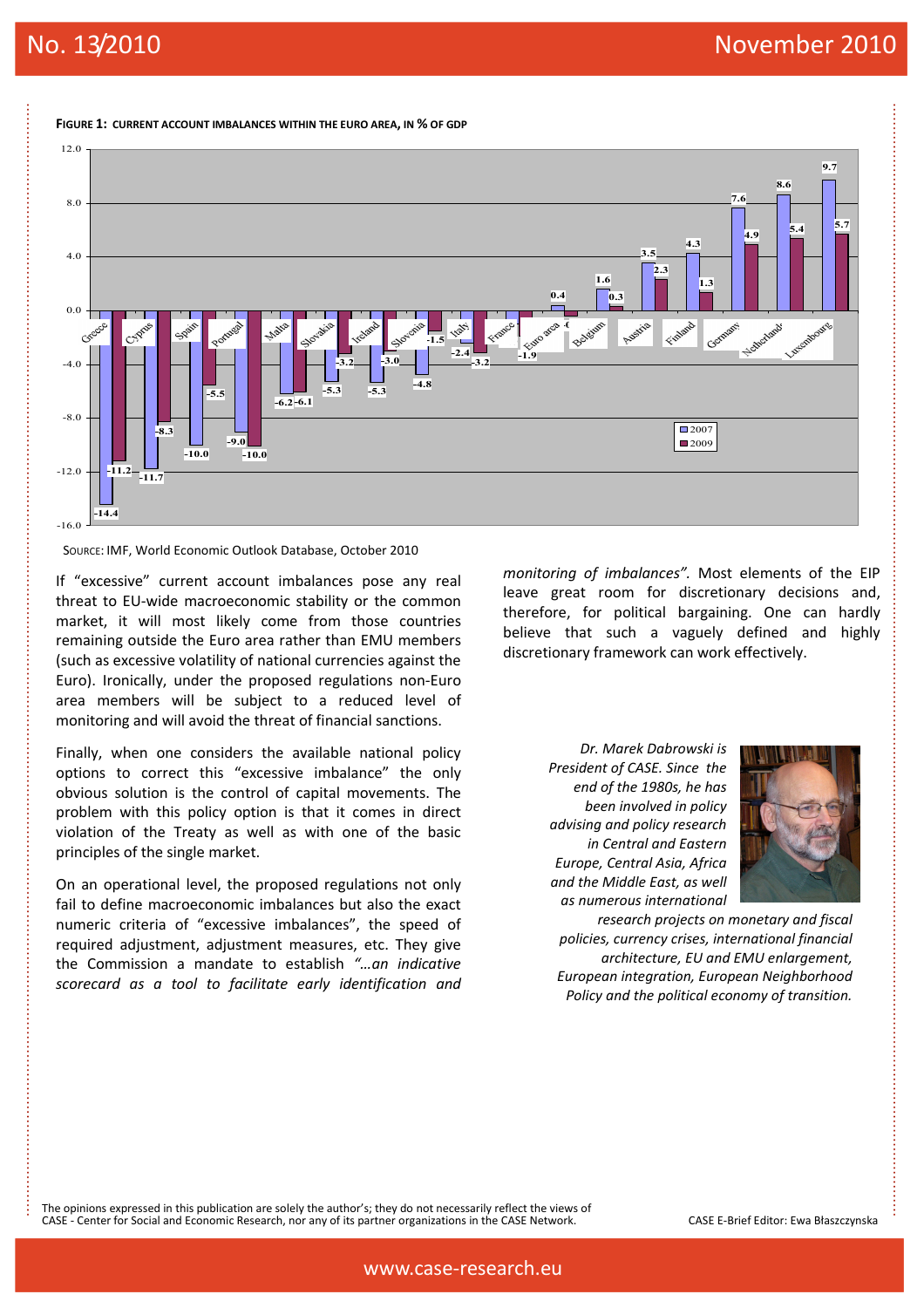**Figure 1: Current account imbalances within the Euro area, in % of GDP**

12.0
8.0
4.0
0.0
-4.0
-8.0
-12.0
-16.0

Greece -14.4 -11.2
Cyprus -11.7 -8.3
Spain -10.0 -5.5
Portugal -9.0 -10.0
Malta -6.2 -6.1
Slovakia -5.3 -3.2
Ireland -5.3 -3.0
Slovenia -4.8 -1.5
Italy -2.4 -3.2
France -1.9
Euro area 0.4
Belgium 1.6 0.3
Austria 3.5 2.3
Finland 4.3 1.3
Germany 7.6 4.9
Netherlands 8.6 5.4
Luxembourg 9.7 5.7

2007
2009

Source: IMF, World Economic Outlook Database, October 2010

If "excessive" current account imbalances pose any real threat to EU-wide macroeconomic stability or the common market, it will most likely come from those countries remaining outside the Euro area rather than EMU members (such as excessive volatility of national currencies against the Euro). Ironically, under the proposed regulations non-Euro area members will be subject to a reduced level of monitoring and will avoid the threat of financial sanctions.

Finally, when one considers the available national policy options to correct this "excessive imbalance" the only obvious solution is the control of capital movements. The problem with this policy option is that it comes in direct violation of the Treaty as well as with one of the basic principles of the single market.

On an operational level, the proposed regulations not only fail to define macroeconomic imbalances but also the exact numeric criteria of "excessive imbalances", the speed of required adjustment, adjustment measures, etc. They give the Commission a mandate to establish *"…an indicative scorecard as a tool to facilitate early identification and monitoring of imbalances"*. Most elements of the EIP leave great room for discretionary decisions and, therefore, for political bargaining. One can hardly believe that such a vaguely defined and highly discretionary framework can work effectively.

*Dr. Marek Dabrowski is President of CASE. Since the end of the 1980s, he has been involved in policy advising and policy research in Central and Eastern Europe, Central Asia, Africa and the Middle East, as well as numerous international research projects on monetary and fiscal policies, currency crises, international financial architecture, EU and EMU enlargement, European integration, European Neighborhood Policy and the political economy of transition.*

The opinions expressed in this publication are solely the author's; they do not necessarily reflect the views of CASE - Center for Social and Economic Research, nor any of its partner organizations in the CASE Network.

CASE E-Brief Editor: Ewa Błaszczynska